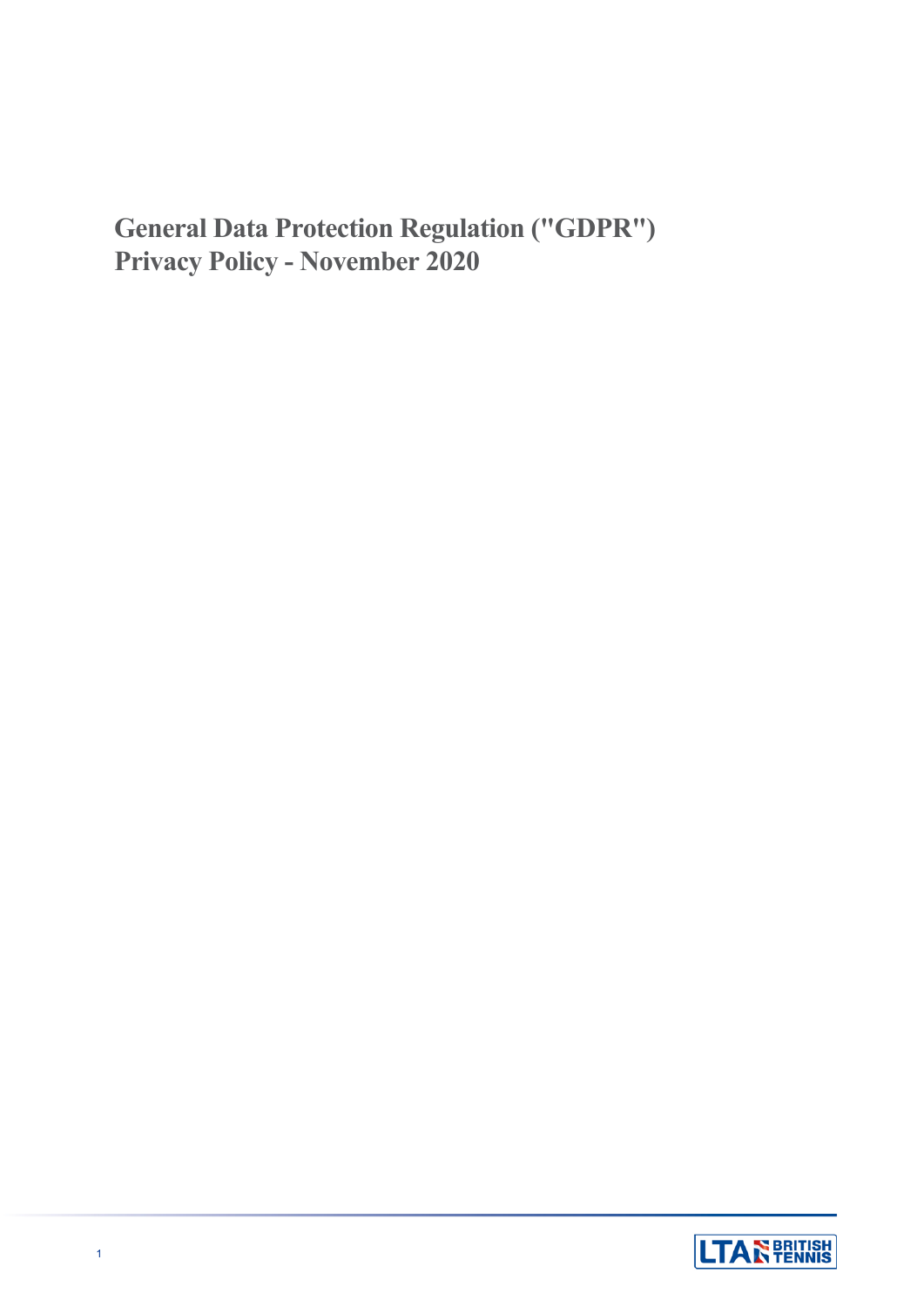# General Data Protection Regulation ("GDPR") Privacy Policy - November 2020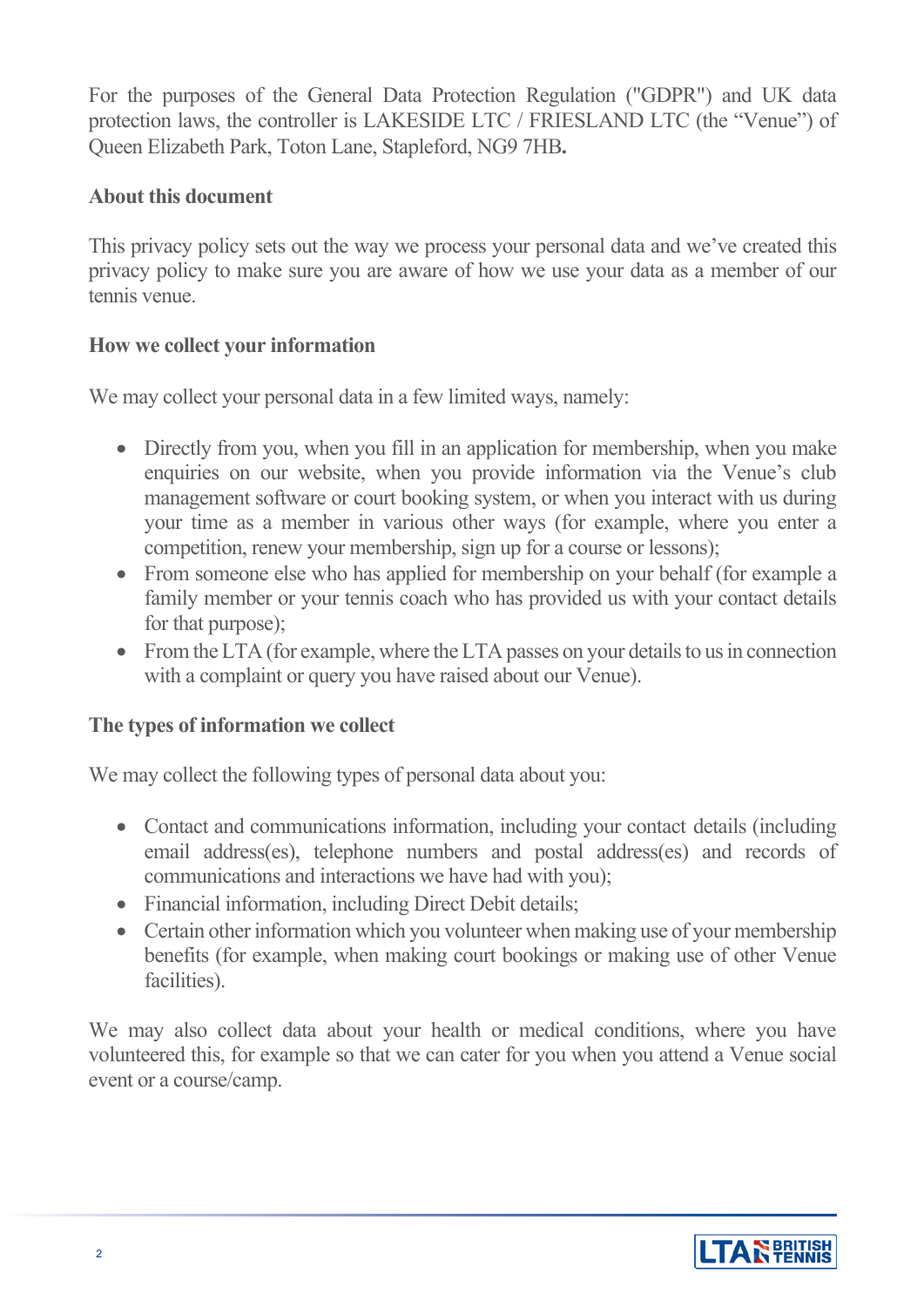For the purposes of the General Data Protection Regulation ("GDPR") and UK data protection laws, the controller is LAKESIDE LTC / FRIESLAND LTC (the "Venue") of Queen Elizabeth Park, Toton Lane, Stapleford, NG9 7HB**.**

**About this document**

This privacy policy sets out the way we process your personal data and we've created this privacy policy to make sure you are aware of how we use your data as a member of our tennis venue.

**How we collect your information**

We may collect your personal data in a few limited ways, namely:

- Directly from you, when you fill in an application for membership, when you make enquiries on our website, when you provide information via the Venue's club management software or court booking system, or when you interact with us during your time as a member in various other ways (for example, where you enter a competition, renew your membership, sign up for a course or lessons);
- From someone else who has applied for membership on your behalf (for example a family member or your tennis coach who has provided us with your contact details for that purpose);
- From the LTA (for example, where the LTA passes on your details to us in connection with a complaint or query you have raised about our Venue).

**The types of information we collect**

We may collect the following types of personal data about you:

- Contact and communications information, including your contact details (including email address(es), telephone numbers and postal address(es) and records of communications and interactions we have had with you);
- Financial information, including Direct Debit details;
- Certain other information which you volunteer when making use of your membership benefits (for example, when making court bookings or making use of other Venue facilities).

We may also collect data about your health or medical conditions, where you have volunteered this, for example so that we can cater for you when you attend a Venue social event or a course/camp.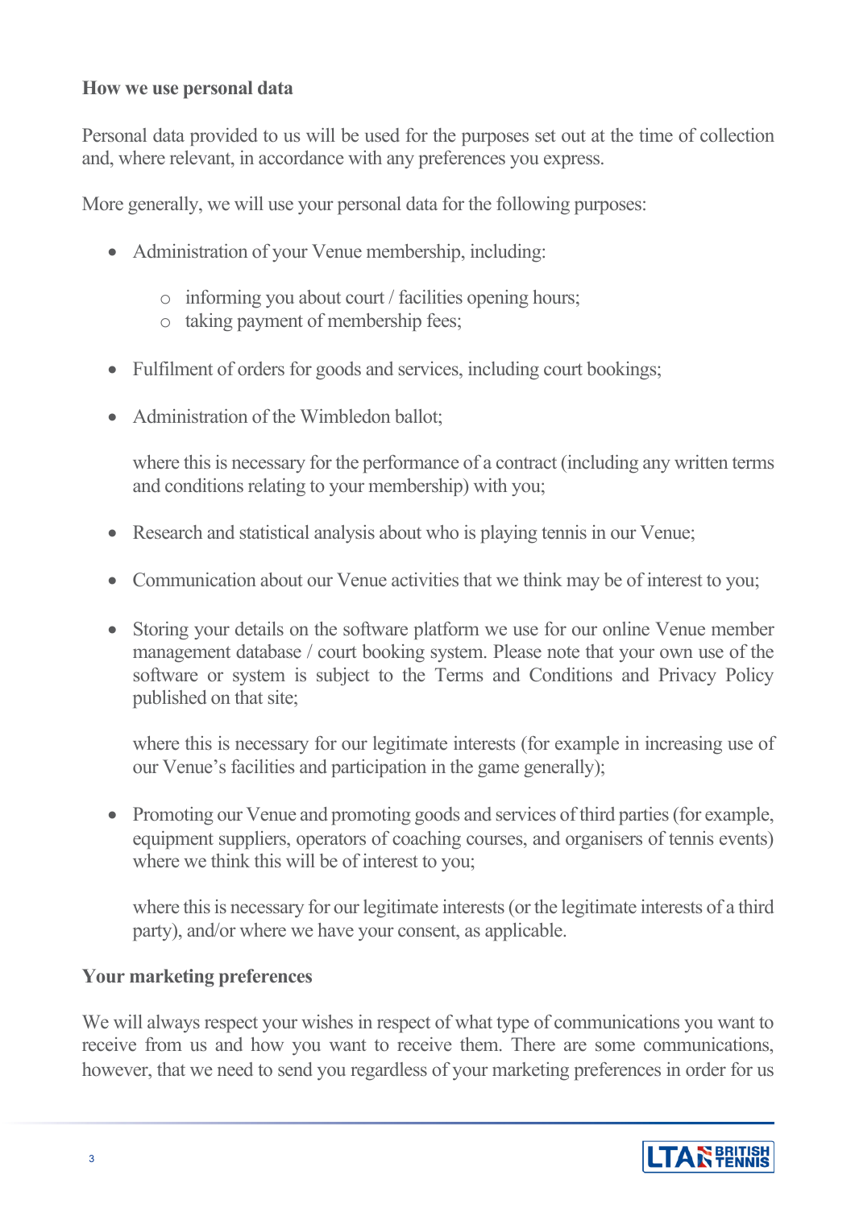**How we use personal data**

Personal data provided to us will be used for the purposes set out at the time of collection and, where relevant, in accordance with any preferences you express.

More generally, we will use your personal data for the following purposes:

- Administration of your Venue membership, including:
  - informing you about court / facilities opening hours;
  - taking payment of membership fees;
- Fulfilment of orders for goods and services, including court bookings;
- Administration of the Wimbledon ballot;

  where this is necessary for the performance of a contract (including any written terms and conditions relating to your membership) with you;

- Research and statistical analysis about who is playing tennis in our Venue;
- Communication about our Venue activities that we think may be of interest to you;
- Storing your details on the software platform we use for our online Venue member management database / court booking system. Please note that your own use of the software or system is subject to the Terms and Conditions and Privacy Policy published on that site;

  where this is necessary for our legitimate interests (for example in increasing use of our Venue's facilities and participation in the game generally);

- Promoting our Venue and promoting goods and services of third parties (for example, equipment suppliers, operators of coaching courses, and organisers of tennis events) where we think this will be of interest to you;

  where this is necessary for our legitimate interests (or the legitimate interests of a third party), and/or where we have your consent, as applicable.

**Your marketing preferences**

We will always respect your wishes in respect of what type of communications you want to receive from us and how you want to receive them. There are some communications, however, that we need to send you regardless of your marketing preferences in order for us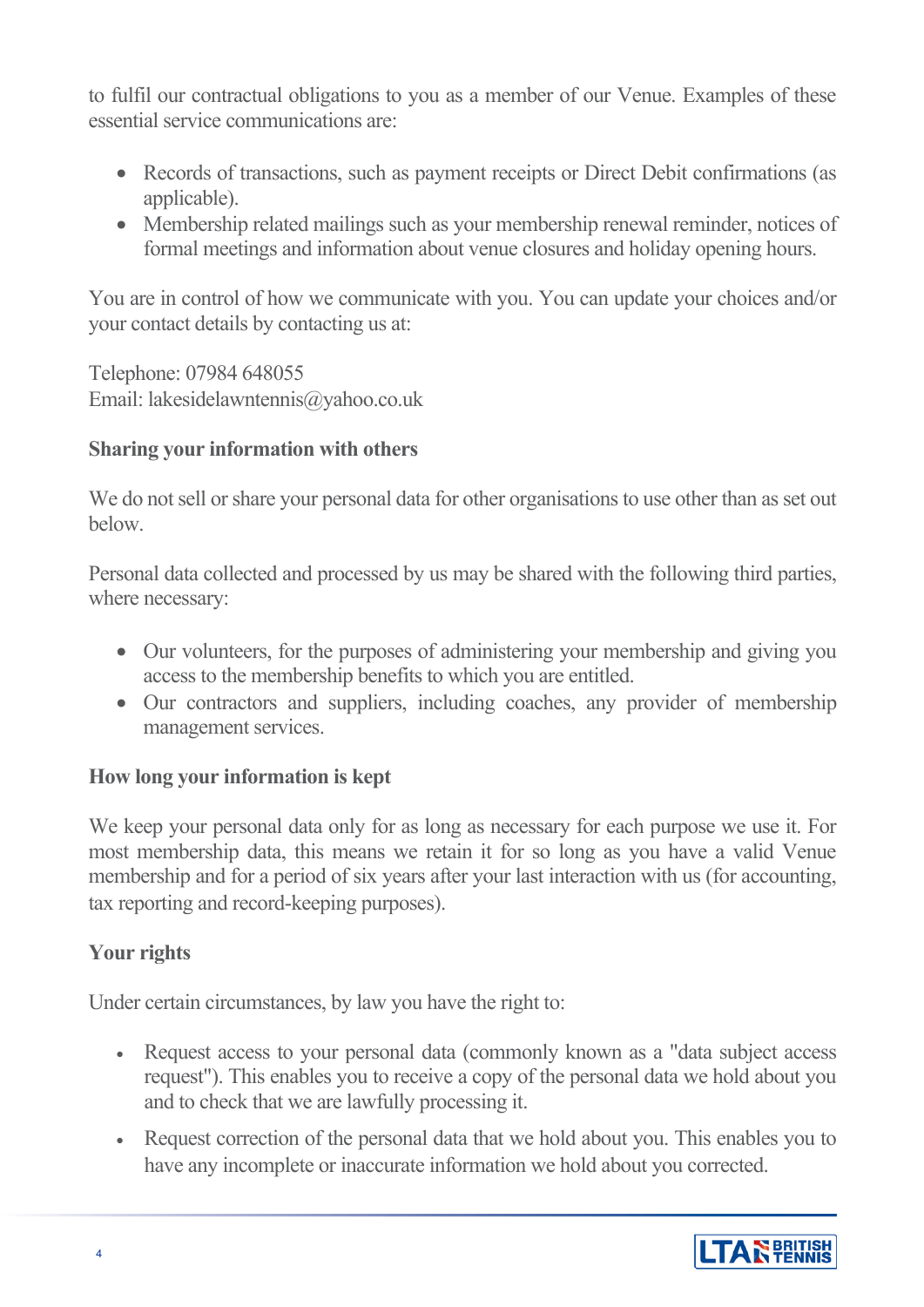to fulfil our contractual obligations to you as a member of our Venue. Examples of these essential service communications are:

- Records of transactions, such as payment receipts or Direct Debit confirmations (as applicable).
- Membership related mailings such as your membership renewal reminder, notices of formal meetings and information about venue closures and holiday opening hours.

You are in control of how we communicate with you. You can update your choices and/or your contact details by contacting us at:

Telephone: 07984 648055
Email: lakesidelawntennis@yahoo.co.uk

**Sharing your information with others**

We do not sell or share your personal data for other organisations to use other than as set out below.

Personal data collected and processed by us may be shared with the following third parties, where necessary:

- Our volunteers, for the purposes of administering your membership and giving you access to the membership benefits to which you are entitled.
- Our contractors and suppliers, including coaches, any provider of membership management services.

**How long your information is kept**

We keep your personal data only for as long as necessary for each purpose we use it. For most membership data, this means we retain it for so long as you have a valid Venue membership and for a period of six years after your last interaction with us (for accounting, tax reporting and record-keeping purposes).

**Your rights**

Under certain circumstances, by law you have the right to:

- Request access to your personal data (commonly known as a "data subject access request"). This enables you to receive a copy of the personal data we hold about you and to check that we are lawfully processing it.
- Request correction of the personal data that we hold about you. This enables you to have any incomplete or inaccurate information we hold about you corrected.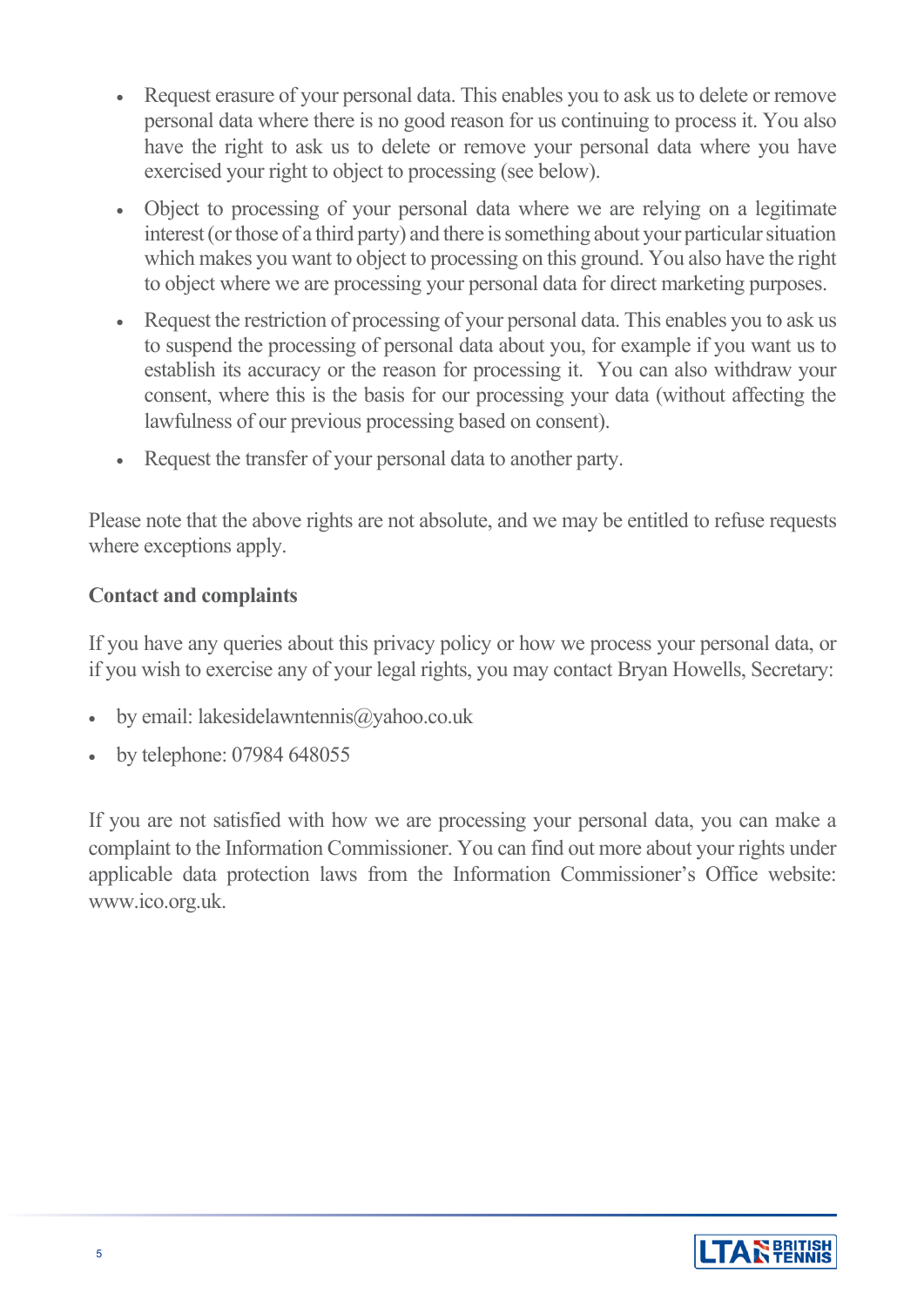- Request erasure of your personal data. This enables you to ask us to delete or remove personal data where there is no good reason for us continuing to process it. You also have the right to ask us to delete or remove your personal data where you have exercised your right to object to processing (see below).
- Object to processing of your personal data where we are relying on a legitimate interest (or those of a third party) and there is something about your particular situation which makes you want to object to processing on this ground. You also have the right to object where we are processing your personal data for direct marketing purposes.
- Request the restriction of processing of your personal data. This enables you to ask us to suspend the processing of personal data about you, for example if you want us to establish its accuracy or the reason for processing it. You can also withdraw your consent, where this is the basis for our processing your data (without affecting the lawfulness of our previous processing based on consent).
- Request the transfer of your personal data to another party.

Please note that the above rights are not absolute, and we may be entitled to refuse requests where exceptions apply.

**Contact and complaints**

If you have any queries about this privacy policy or how we process your personal data, or if you wish to exercise any of your legal rights, you may contact Bryan Howells, Secretary:

- by email: lakesidelawntennis@yahoo.co.uk
- by telephone: 07984 648055

If you are not satisfied with how we are processing your personal data, you can make a complaint to the Information Commissioner. You can find out more about your rights under applicable data protection laws from the Information Commissioner's Office website: www.ico.org.uk.